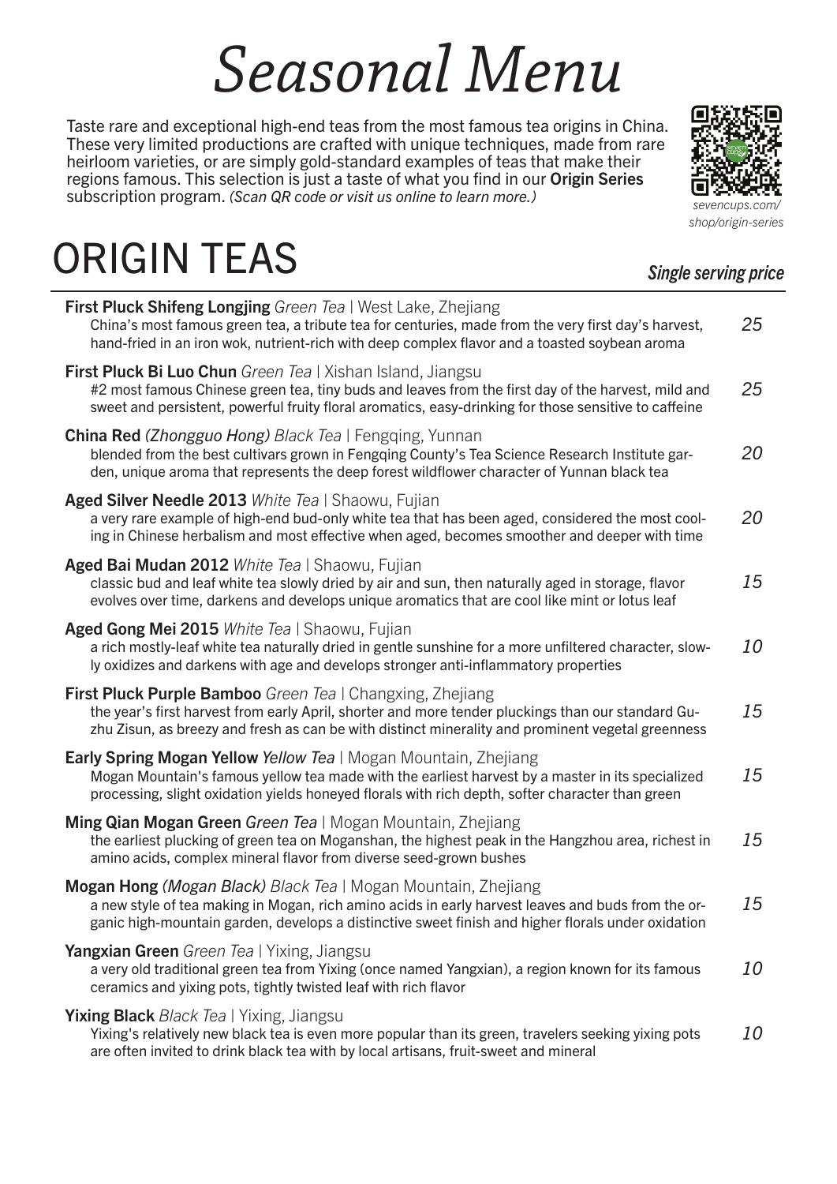# *Seasonal Menu*

Taste rare and exceptional high-end teas from the most famous tea origins in China. These very limited productions are crafted with unique techniques, made from rare heirloom varieties, or are simply gold-standard examples of teas that make their regions famous. This selection is just a taste of what you find in our **Origin Series** subscription program. *(Scan QR code or visit us online to learn more.)*

*sevencups.com/shop/origin-series*

## ORIGIN TEAS

*Single serving price*

| Tea | Price |
|---|---|
| **First Pluck Shifeng Longjing** *Green Tea* \| West Lake, Zhejiang<br>China's most famous green tea, a tribute tea for centuries, made from the very first day's harvest, hand-fried in an iron wok, nutrient-rich with deep complex flavor and a toasted soybean aroma | *25* |
| **First Pluck Bi Luo Chun** *Green Tea* \| Xishan Island, Jiangsu<br>#2 most famous Chinese green tea, tiny buds and leaves from the first day of the harvest, mild and sweet and persistent, powerful fruity floral aromatics, easy-drinking for those sensitive to caffeine | *25* |
| **China Red** *(Zhongguo Hong) Black Tea* \| Fengqing, Yunnan<br>blended from the best cultivars grown in Fengqing County's Tea Science Research Institute garden, unique aroma that represents the deep forest wildflower character of Yunnan black tea | *20* |
| **Aged Silver Needle 2013** *White Tea* \| Shaowu, Fujian<br>a very rare example of high-end bud-only white tea that has been aged, considered the most cooling in Chinese herbalism and most effective when aged, becomes smoother and deeper with time | *20* |
| **Aged Bai Mudan 2012** *White Tea* \| Shaowu, Fujian<br>classic bud and leaf white tea slowly dried by air and sun, then naturally aged in storage, flavor evolves over time, darkens and develops unique aromatics that are cool like mint or lotus leaf | *15* |
| **Aged Gong Mei 2015** *White Tea* \| Shaowu, Fujian<br>a rich mostly-leaf white tea naturally dried in gentle sunshine for a more unfiltered character, slowly oxidizes and darkens with age and develops stronger anti-inflammatory properties | *10* |
| **First Pluck Purple Bamboo** *Green Tea* \| Changxing, Zhejiang<br>the year's first harvest from early April, shorter and more tender pluckings than our standard Guzhu Zisun, as breezy and fresh as can be with distinct minerality and prominent vegetal greenness | *15* |
| **Early Spring Mogan Yellow** *Yellow Tea* \| Mogan Mountain, Zhejiang<br>Mogan Mountain's famous yellow tea made with the earliest harvest by a master in its specialized processing, slight oxidation yields honeyed florals with rich depth, softer character than green | *15* |
| **Ming Qian Mogan Green** *Green Tea* \| Mogan Mountain, Zhejiang<br>the earliest plucking of green tea on Moganshan, the highest peak in the Hangzhou area, richest in amino acids, complex mineral flavor from diverse seed-grown bushes | *15* |
| **Mogan Hong** *(Mogan Black) Black Tea* \| Mogan Mountain, Zhejiang<br>a new style of tea making in Mogan, rich amino acids in early harvest leaves and buds from the organic high-mountain garden, develops a distinctive sweet finish and higher florals under oxidation | *15* |
| **Yangxian Green** *Green Tea* \| Yixing, Jiangsu<br>a very old traditional green tea from Yixing (once named Yangxian), a region known for its famous ceramics and yixing pots, tightly twisted leaf with rich flavor | *10* |
| **Yixing Black** *Black Tea* \| Yixing, Jiangsu<br>Yixing's relatively new black tea is even more popular than its green, travelers seeking yixing pots are often invited to drink black tea with by local artisans, fruit-sweet and mineral | *10* |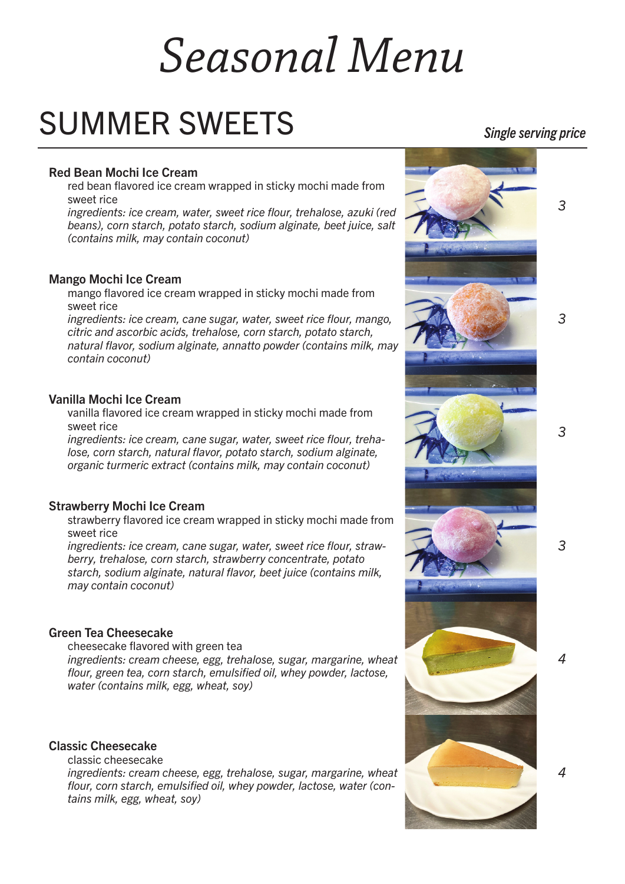# *Seasonal Menu*

## SUMMER SWEETS

*Single serving price*

**Red Bean Mochi Ice Cream**
red bean flavored ice cream wrapped in sticky mochi made from sweet rice
*ingredients: ice cream, water, sweet rice flour, trehalose, azuki (red beans), corn starch, potato starch, sodium alginate, beet juice, salt (contains milk, may contain coconut)*

*3*

**Mango Mochi Ice Cream**
mango flavored ice cream wrapped in sticky mochi made from sweet rice
*ingredients: ice cream, cane sugar, water, sweet rice flour, mango, citric and ascorbic acids, trehalose, corn starch, potato starch, natural flavor, sodium alginate, annatto powder (contains milk, may contain coconut)*

*3*

**Vanilla Mochi Ice Cream**
vanilla flavored ice cream wrapped in sticky mochi made from sweet rice
*ingredients: ice cream, cane sugar, water, sweet rice flour, trehalose, corn starch, natural flavor, potato starch, sodium alginate, organic turmeric extract (contains milk, may contain coconut)*

*3*

**Strawberry Mochi Ice Cream**
strawberry flavored ice cream wrapped in sticky mochi made from sweet rice
*ingredients: ice cream, cane sugar, water, sweet rice flour, strawberry, trehalose, corn starch, strawberry concentrate, potato starch, sodium alginate, natural flavor, beet juice (contains milk, may contain coconut)*

*3*

**Green Tea Cheesecake**
cheesecake flavored with green tea
*ingredients: cream cheese, egg, trehalose, sugar, margarine, wheat flour, green tea, corn starch, emulsified oil, whey powder, lactose, water (contains milk, egg, wheat, soy)*

*4*

**Classic Cheesecake**
classic cheesecake
*ingredients: cream cheese, egg, trehalose, sugar, margarine, wheat flour, corn starch, emulsified oil, whey powder, lactose, water (contains milk, egg, wheat, soy)*

*4*